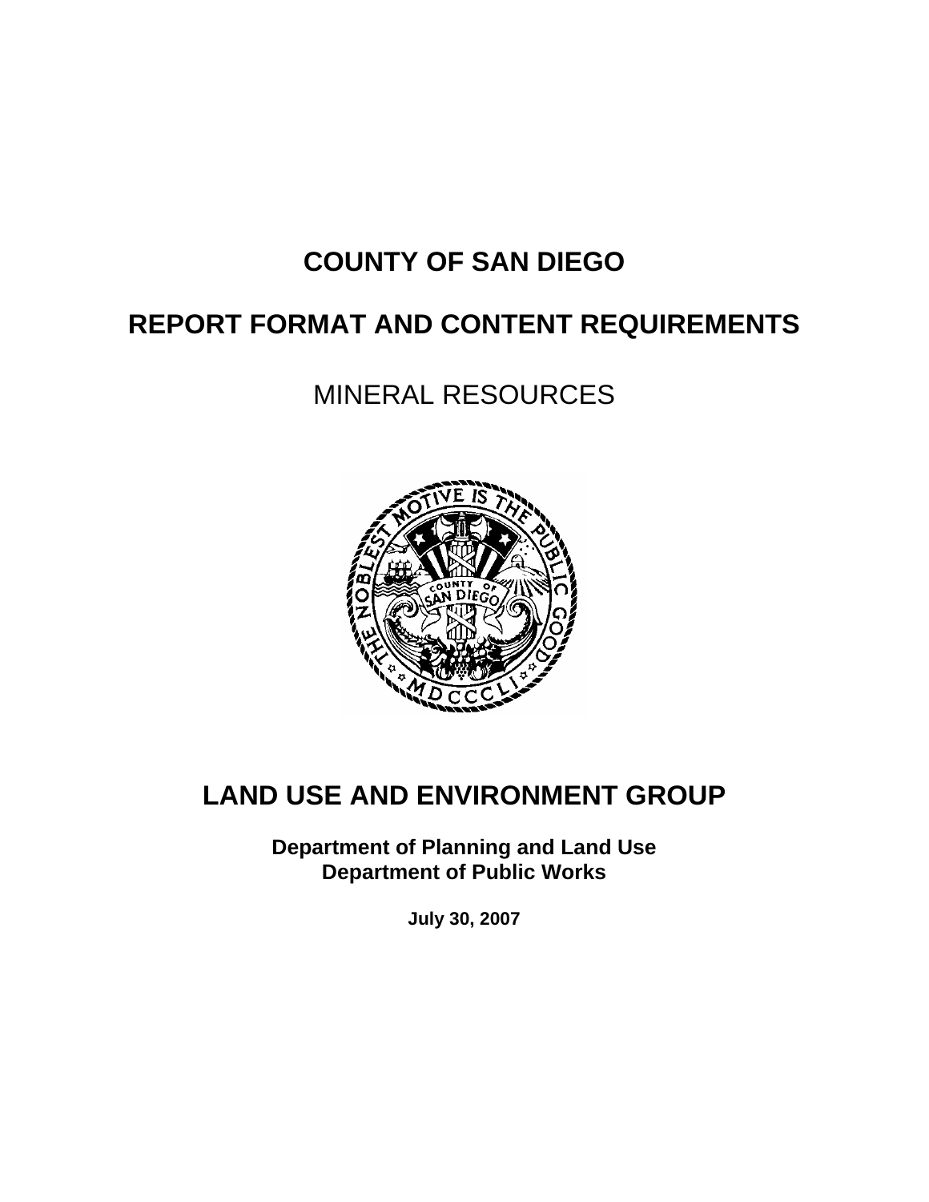# COUNTY OF SAN DIEGO

# REPORT FORMAT AND CONTENT REQUIREMENTS

## MINERAL RESOURCES

# LAND USE AND ENVIRONMENT GROUP

**Department of Planning and Land Use**
**Department of Public Works**

**July 30, 2007**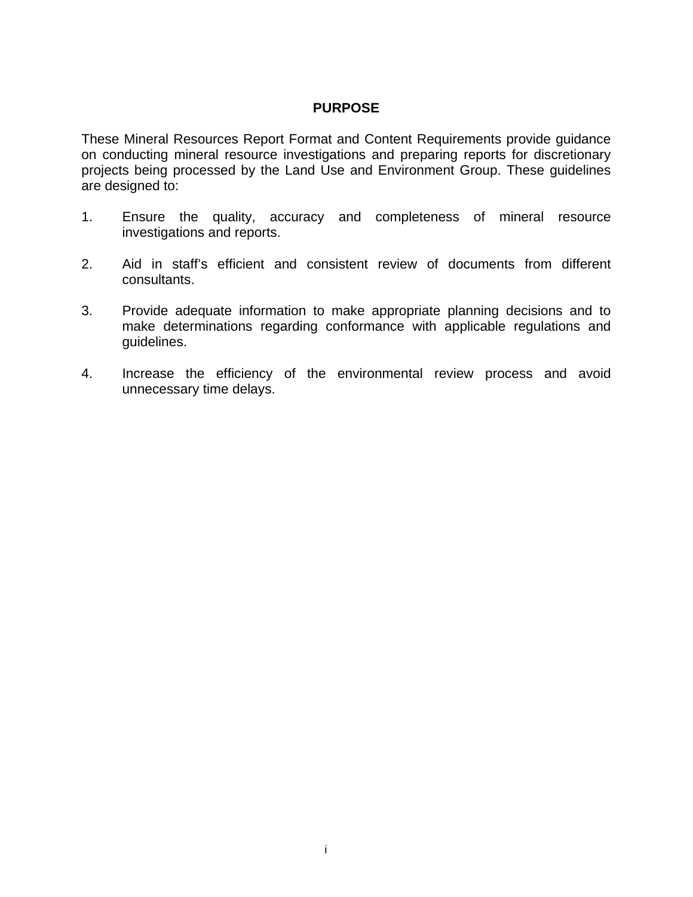# PURPOSE

These Mineral Resources Report Format and Content Requirements provide guidance on conducting mineral resource investigations and preparing reports for discretionary projects being processed by the Land Use and Environment Group. These guidelines are designed to:

1. Ensure the quality, accuracy and completeness of mineral resource investigations and reports.

2. Aid in staff's efficient and consistent review of documents from different consultants.

3. Provide adequate information to make appropriate planning decisions and to make determinations regarding conformance with applicable regulations and guidelines.

4. Increase the efficiency of the environmental review process and avoid unnecessary time delays.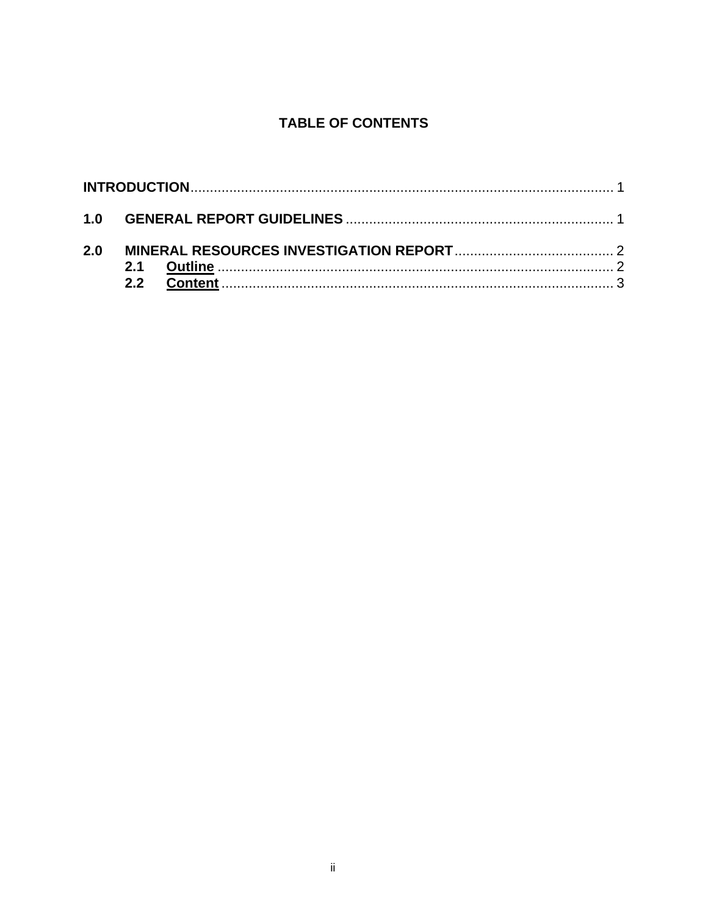# TABLE OF CONTENTS

**INTRODUCTION** .......... 1

**1.0 GENERAL REPORT GUIDELINES** .......... 1

**2.0 MINERAL RESOURCES INVESTIGATION REPORT** .......... 2

- **2.1 Outline** .......... 2
- **2.2 Content** .......... 3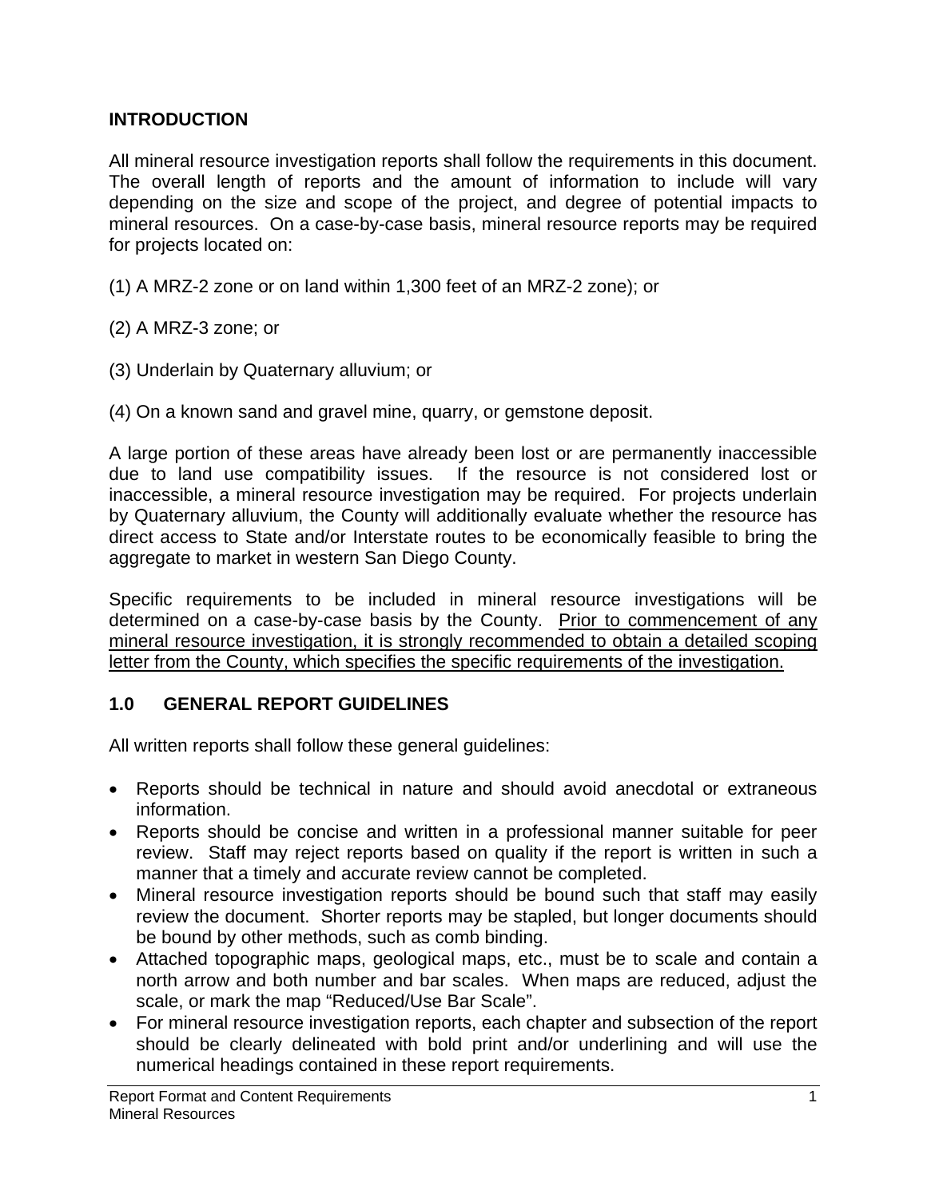## INTRODUCTION

All mineral resource investigation reports shall follow the requirements in this document. The overall length of reports and the amount of information to include will vary depending on the size and scope of the project, and degree of potential impacts to mineral resources. On a case-by-case basis, mineral resource reports may be required for projects located on:

(1) A MRZ-2 zone or on land within 1,300 feet of an MRZ-2 zone); or

(2) A MRZ-3 zone; or

(3) Underlain by Quaternary alluvium; or

(4) On a known sand and gravel mine, quarry, or gemstone deposit.

A large portion of these areas have already been lost or are permanently inaccessible due to land use compatibility issues. If the resource is not considered lost or inaccessible, a mineral resource investigation may be required. For projects underlain by Quaternary alluvium, the County will additionally evaluate whether the resource has direct access to State and/or Interstate routes to be economically feasible to bring the aggregate to market in western San Diego County.

Specific requirements to be included in mineral resource investigations will be determined on a case-by-case basis by the County. <u>Prior to commencement of any mineral resource investigation, it is strongly recommended to obtain a detailed scoping letter from the County, which specifies the specific requirements of the investigation.</u>

## 1.0 GENERAL REPORT GUIDELINES

All written reports shall follow these general guidelines:

- Reports should be technical in nature and should avoid anecdotal or extraneous information.
- Reports should be concise and written in a professional manner suitable for peer review. Staff may reject reports based on quality if the report is written in such a manner that a timely and accurate review cannot be completed.
- Mineral resource investigation reports should be bound such that staff may easily review the document. Shorter reports may be stapled, but longer documents should be bound by other methods, such as comb binding.
- Attached topographic maps, geological maps, etc., must be to scale and contain a north arrow and both number and bar scales. When maps are reduced, adjust the scale, or mark the map "Reduced/Use Bar Scale".
- For mineral resource investigation reports, each chapter and subsection of the report should be clearly delineated with bold print and/or underlining and will use the numerical headings contained in these report requirements.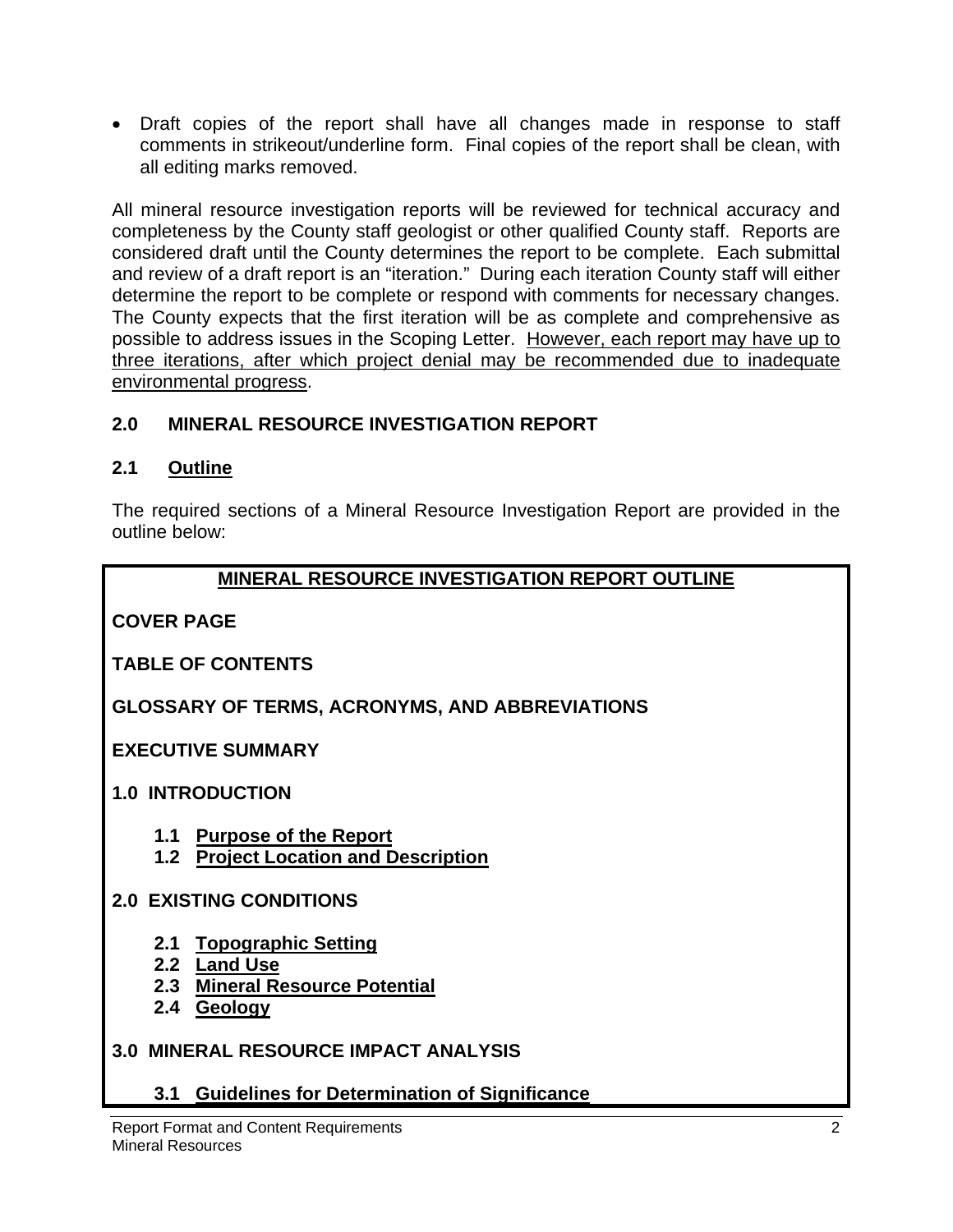- Draft copies of the report shall have all changes made in response to staff comments in strikeout/underline form. Final copies of the report shall be clean, with all editing marks removed.

All mineral resource investigation reports will be reviewed for technical accuracy and completeness by the County staff geologist or other qualified County staff. Reports are considered draft until the County determines the report to be complete. Each submittal and review of a draft report is an "iteration." During each iteration County staff will either determine the report to be complete or respond with comments for necessary changes. The County expects that the first iteration will be as complete and comprehensive as possible to address issues in the Scoping Letter. <u>However, each report may have up to three iterations, after which project denial may be recommended due to inadequate environmental progress</u>.

## 2.0 MINERAL RESOURCE INVESTIGATION REPORT

### 2.1 <u>Outline</u>

The required sections of a Mineral Resource Investigation Report are provided in the outline below:

**<u>MINERAL RESOURCE INVESTIGATION REPORT OUTLINE</u>**

**COVER PAGE**

**TABLE OF CONTENTS**

**GLOSSARY OF TERMS, ACRONYMS, AND ABBREVIATIONS**

**EXECUTIVE SUMMARY**

**1.0 INTRODUCTION**

- **1.1 <u>Purpose of the Report</u>**
- **1.2 <u>Project Location and Description</u>**

**2.0 EXISTING CONDITIONS**

- **2.1 <u>Topographic Setting</u>**
- **2.2 <u>Land Use</u>**
- **2.3 <u>Mineral Resource Potential</u>**
- **2.4 <u>Geology</u>**

**3.0 MINERAL RESOURCE IMPACT ANALYSIS**

- **3.1 <u>Guidelines for Determination of Significance</u>**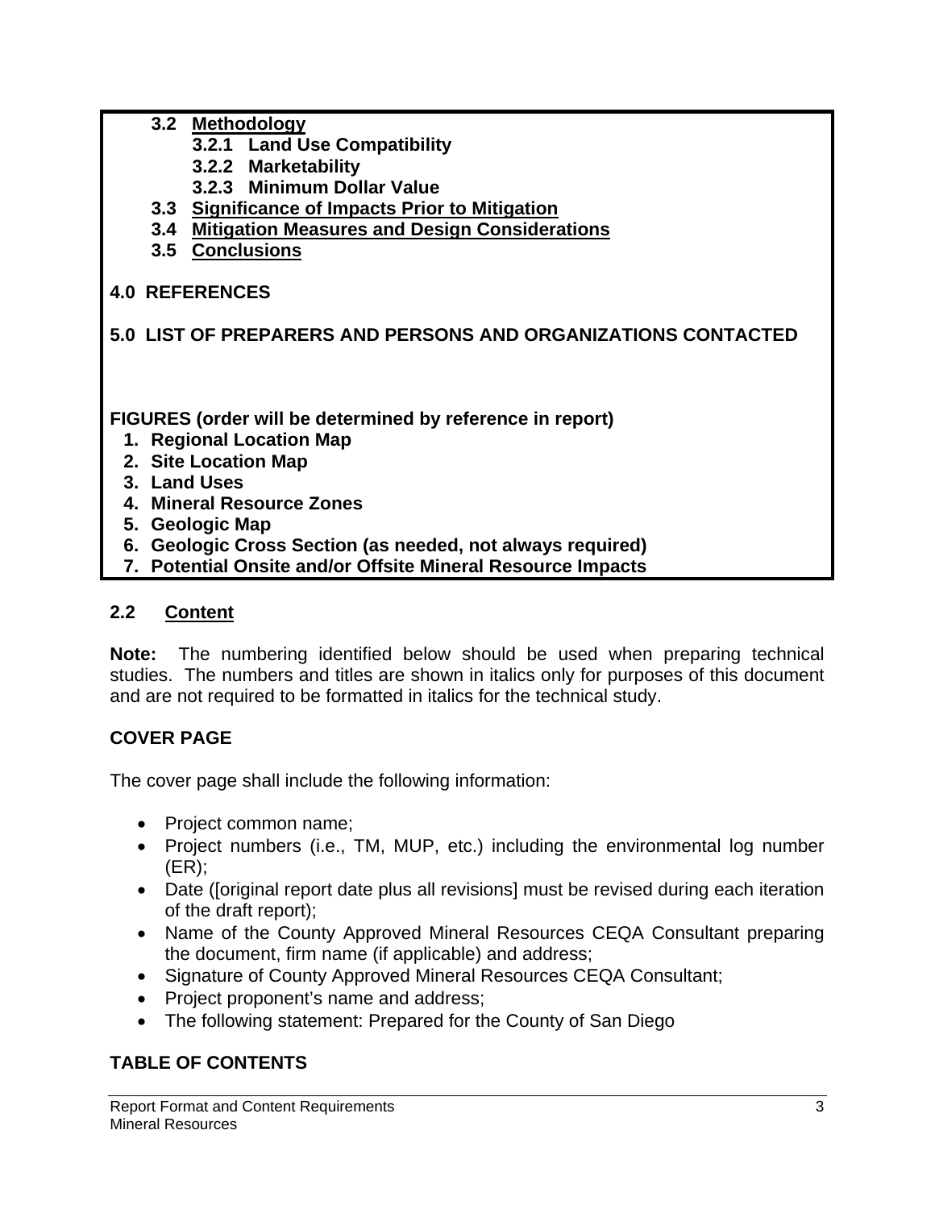**3.2 <u>Methodology</u>**

**3.2.1 Land Use Compatibility**

**3.2.2 Marketability**

**3.2.3 Minimum Dollar Value**

**3.3 <u>Significance of Impacts Prior to Mitigation</u>**

**3.4 <u>Mitigation Measures and Design Considerations</u>**

**3.5 <u>Conclusions</u>**

**4.0 REFERENCES**

**5.0 LIST OF PREPARERS AND PERSONS AND ORGANIZATIONS CONTACTED**

**FIGURES (order will be determined by reference in report)**

1. **Regional Location Map**
2. **Site Location Map**
3. **Land Uses**
4. **Mineral Resource Zones**
5. **Geologic Map**
6. **Geologic Cross Section (as needed, not always required)**
7. **Potential Onsite and/or Offsite Mineral Resource Impacts**

## 2.2 Content

**Note:** The numbering identified below should be used when preparing technical studies. The numbers and titles are shown in italics only for purposes of this document and are not required to be formatted in italics for the technical study.

### COVER PAGE

The cover page shall include the following information:

- Project common name;
- Project numbers (i.e., TM, MUP, etc.) including the environmental log number (ER);
- Date ([original report date plus all revisions] must be revised during each iteration of the draft report);
- Name of the County Approved Mineral Resources CEQA Consultant preparing the document, firm name (if applicable) and address;
- Signature of County Approved Mineral Resources CEQA Consultant;
- Project proponent's name and address;
- The following statement: Prepared for the County of San Diego

### TABLE OF CONTENTS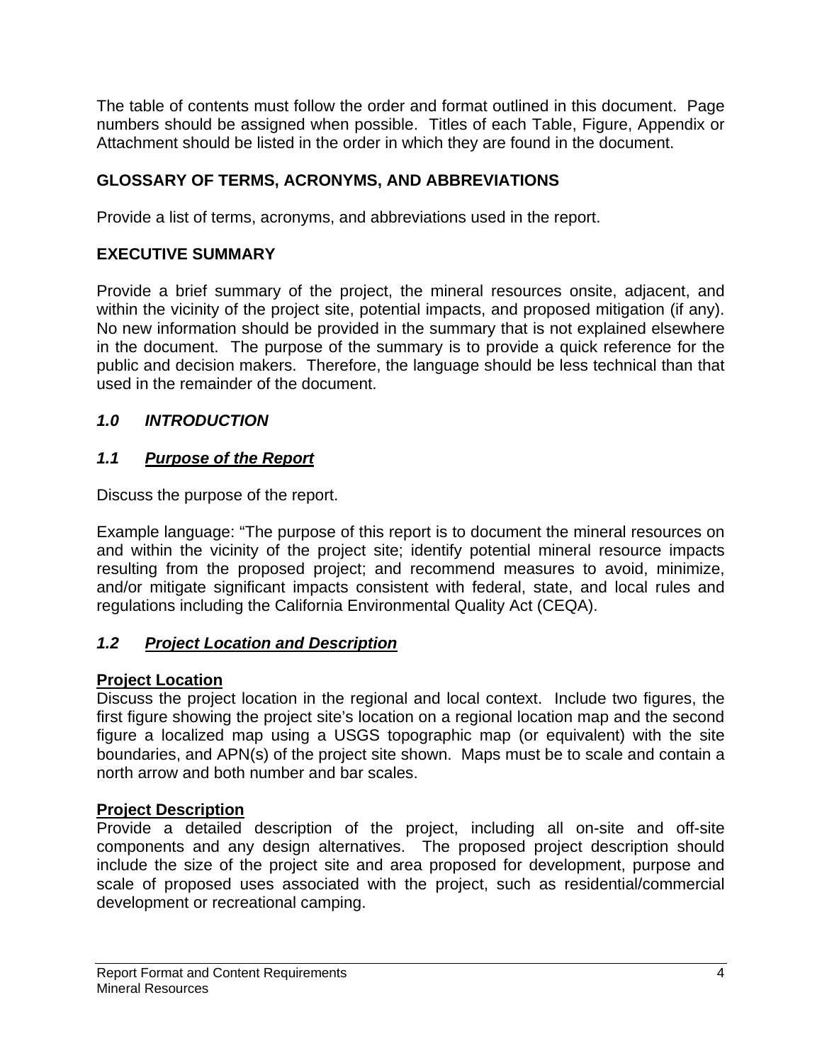The table of contents must follow the order and format outlined in this document. Page numbers should be assigned when possible. Titles of each Table, Figure, Appendix or Attachment should be listed in the order in which they are found in the document.

## GLOSSARY OF TERMS, ACRONYMS, AND ABBREVIATIONS

Provide a list of terms, acronyms, and abbreviations used in the report.

## EXECUTIVE SUMMARY

Provide a brief summary of the project, the mineral resources onsite, adjacent, and within the vicinity of the project site, potential impacts, and proposed mitigation (if any). No new information should be provided in the summary that is not explained elsewhere in the document. The purpose of the summary is to provide a quick reference for the public and decision makers. Therefore, the language should be less technical than that used in the remainder of the document.

## *1.0 INTRODUCTION*

### *1.1 Purpose of the Report*

Discuss the purpose of the report.

Example language: "The purpose of this report is to document the mineral resources on and within the vicinity of the project site; identify potential mineral resource impacts resulting from the proposed project; and recommend measures to avoid, minimize, and/or mitigate significant impacts consistent with federal, state, and local rules and regulations including the California Environmental Quality Act (CEQA).

### *1.2 Project Location and Description*

**Project Location**
Discuss the project location in the regional and local context. Include two figures, the first figure showing the project site's location on a regional location map and the second figure a localized map using a USGS topographic map (or equivalent) with the site boundaries, and APN(s) of the project site shown. Maps must be to scale and contain a north arrow and both number and bar scales.

**Project Description**
Provide a detailed description of the project, including all on-site and off-site components and any design alternatives. The proposed project description should include the size of the project site and area proposed for development, purpose and scale of proposed uses associated with the project, such as residential/commercial development or recreational camping.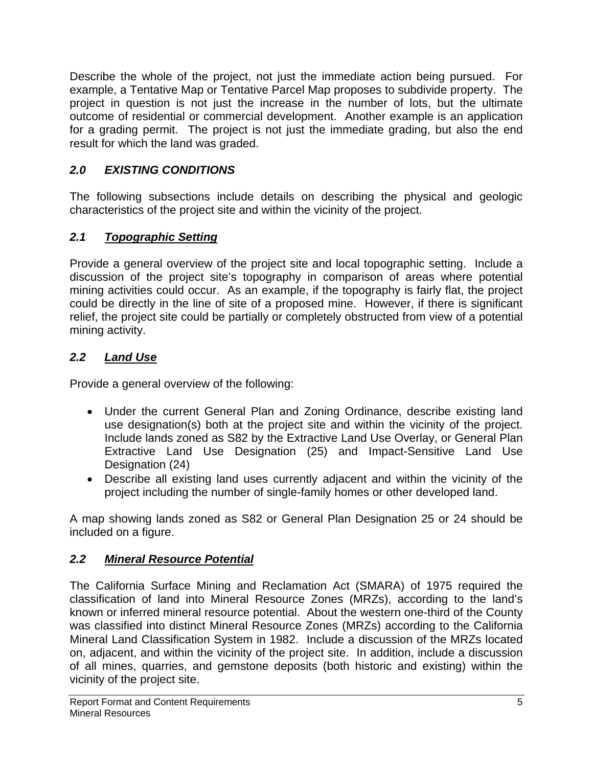Describe the whole of the project, not just the immediate action being pursued. For example, a Tentative Map or Tentative Parcel Map proposes to subdivide property. The project in question is not just the increase in the number of lots, but the ultimate outcome of residential or commercial development. Another example is an application for a grading permit. The project is not just the immediate grading, but also the end result for which the land was graded.

## *2.0 EXISTING CONDITIONS*

The following subsections include details on describing the physical and geologic characteristics of the project site and within the vicinity of the project.

### *2.1 <u>Topographic Setting</u>*

Provide a general overview of the project site and local topographic setting. Include a discussion of the project site's topography in comparison of areas where potential mining activities could occur. As an example, if the topography is fairly flat, the project could be directly in the line of site of a proposed mine. However, if there is significant relief, the project site could be partially or completely obstructed from view of a potential mining activity.

### *2.2 <u>Land Use</u>*

Provide a general overview of the following:

- Under the current General Plan and Zoning Ordinance, describe existing land use designation(s) both at the project site and within the vicinity of the project. Include lands zoned as S82 by the Extractive Land Use Overlay, or General Plan Extractive Land Use Designation (25) and Impact-Sensitive Land Use Designation (24)
- Describe all existing land uses currently adjacent and within the vicinity of the project including the number of single-family homes or other developed land.

A map showing lands zoned as S82 or General Plan Designation 25 or 24 should be included on a figure.

### *2.2 <u>Mineral Resource Potential</u>*

The California Surface Mining and Reclamation Act (SMARA) of 1975 required the classification of land into Mineral Resource Zones (MRZs), according to the land's known or inferred mineral resource potential. About the western one-third of the County was classified into distinct Mineral Resource Zones (MRZs) according to the California Mineral Land Classification System in 1982. Include a discussion of the MRZs located on, adjacent, and within the vicinity of the project site. In addition, include a discussion of all mines, quarries, and gemstone deposits (both historic and existing) within the vicinity of the project site.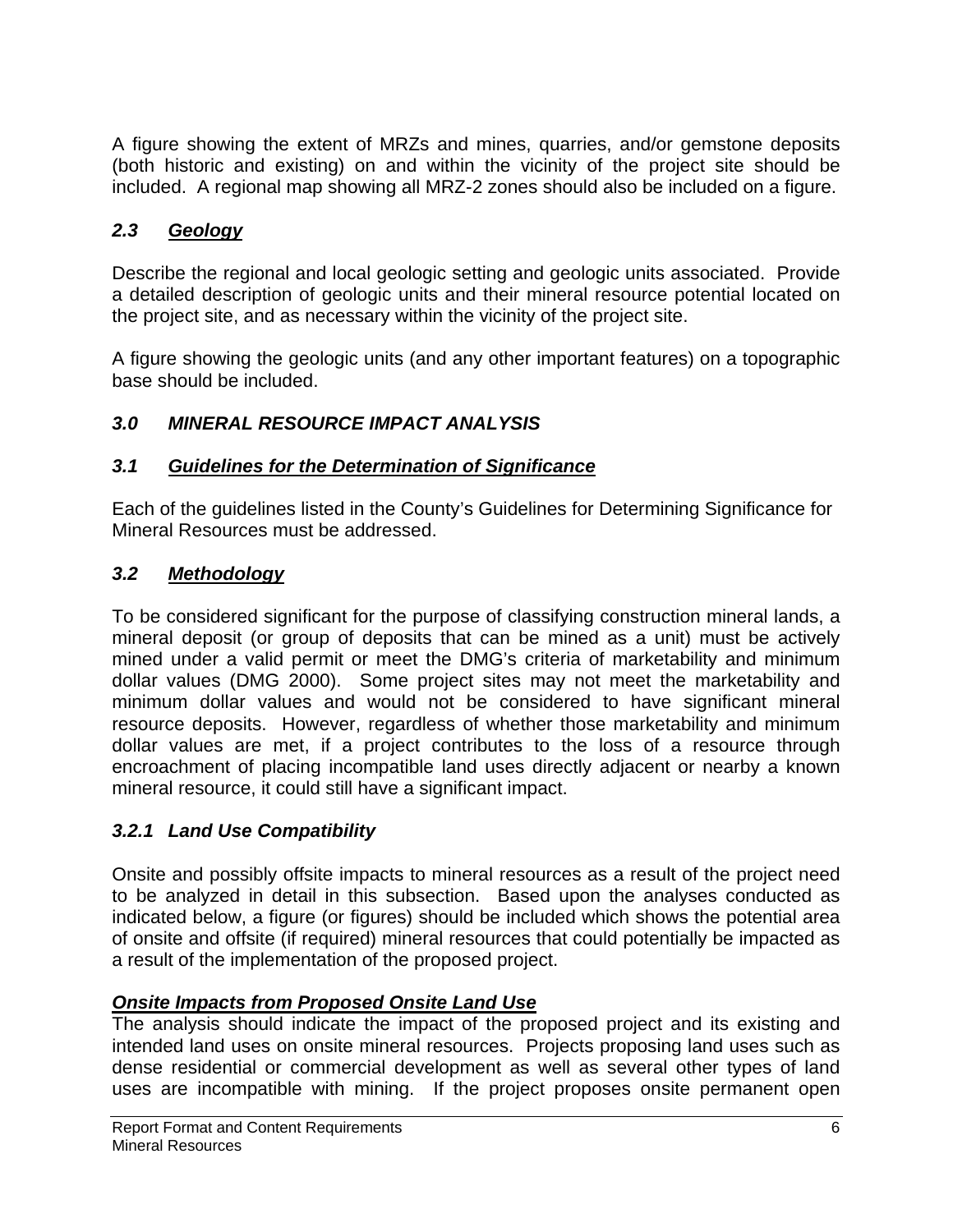A figure showing the extent of MRZs and mines, quarries, and/or gemstone deposits (both historic and existing) on and within the vicinity of the project site should be included. A regional map showing all MRZ-2 zones should also be included on a figure.

## *2.3 Geology*

Describe the regional and local geologic setting and geologic units associated. Provide a detailed description of geologic units and their mineral resource potential located on the project site, and as necessary within the vicinity of the project site.

A figure showing the geologic units (and any other important features) on a topographic base should be included.

# *3.0 MINERAL RESOURCE IMPACT ANALYSIS*

## *3.1 Guidelines for the Determination of Significance*

Each of the guidelines listed in the County's Guidelines for Determining Significance for Mineral Resources must be addressed.

## *3.2 Methodology*

To be considered significant for the purpose of classifying construction mineral lands, a mineral deposit (or group of deposits that can be mined as a unit) must be actively mined under a valid permit or meet the DMG's criteria of marketability and minimum dollar values (DMG 2000). Some project sites may not meet the marketability and minimum dollar values and would not be considered to have significant mineral resource deposits. However, regardless of whether those marketability and minimum dollar values are met, if a project contributes to the loss of a resource through encroachment of placing incompatible land uses directly adjacent or nearby a known mineral resource, it could still have a significant impact.

### *3.2.1 Land Use Compatibility*

Onsite and possibly offsite impacts to mineral resources as a result of the project need to be analyzed in detail in this subsection. Based upon the analyses conducted as indicated below, a figure (or figures) should be included which shows the potential area of onsite and offsite (if required) mineral resources that could potentially be impacted as a result of the implementation of the proposed project.

***Onsite Impacts from Proposed Onsite Land Use***

The analysis should indicate the impact of the proposed project and its existing and intended land uses on onsite mineral resources. Projects proposing land uses such as dense residential or commercial development as well as several other types of land uses are incompatible with mining. If the project proposes onsite permanent open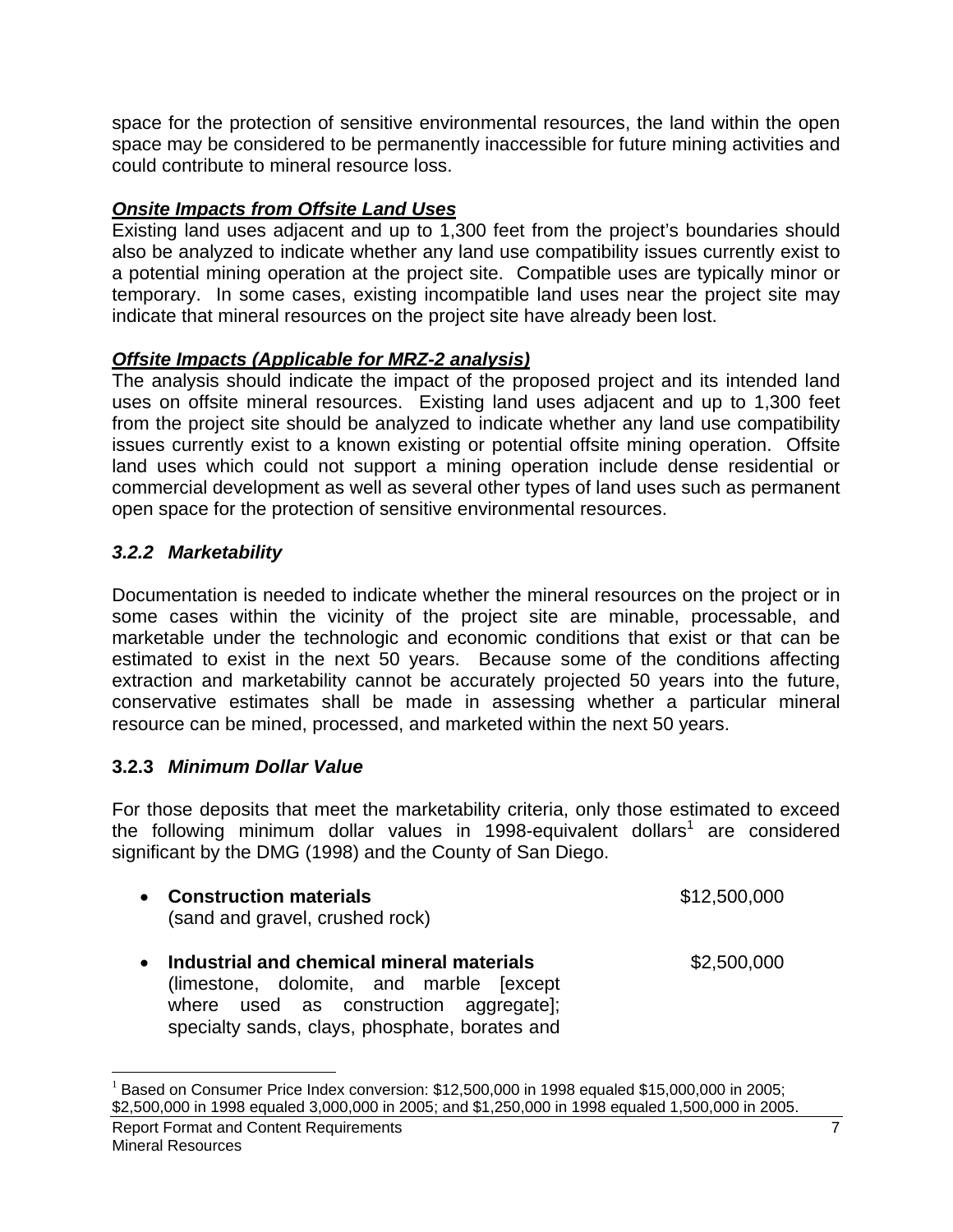space for the protection of sensitive environmental resources, the land within the open space may be considered to be permanently inaccessible for future mining activities and could contribute to mineral resource loss.

***Onsite Impacts from Offsite Land Uses***

Existing land uses adjacent and up to 1,300 feet from the project's boundaries should also be analyzed to indicate whether any land use compatibility issues currently exist to a potential mining operation at the project site. Compatible uses are typically minor or temporary. In some cases, existing incompatible land uses near the project site may indicate that mineral resources on the project site have already been lost.

***Offsite Impacts (Applicable for MRZ-2 analysis)***

The analysis should indicate the impact of the proposed project and its intended land uses on offsite mineral resources. Existing land uses adjacent and up to 1,300 feet from the project site should be analyzed to indicate whether any land use compatibility issues currently exist to a known existing or potential offsite mining operation. Offsite land uses which could not support a mining operation include dense residential or commercial development as well as several other types of land uses such as permanent open space for the protection of sensitive environmental resources.

### *3.2.2 Marketability*

Documentation is needed to indicate whether the mineral resources on the project or in some cases within the vicinity of the project site are minable, processable, and marketable under the technologic and economic conditions that exist or that can be estimated to exist in the next 50 years. Because some of the conditions affecting extraction and marketability cannot be accurately projected 50 years into the future, conservative estimates shall be made in assessing whether a particular mineral resource can be mined, processed, and marketed within the next 50 years.

### **3.2.3** ***Minimum Dollar Value***

For those deposits that meet the marketability criteria, only those estimated to exceed the following minimum dollar values in 1998-equivalent dollars[1] are considered significant by the DMG (1998) and the County of San Diego.

- **Construction materials** (sand and gravel, crushed rock) — $12,500,000
- **Industrial and chemical mineral materials** (limestone, dolomite, and marble [except where used as construction aggregate]; specialty sands, clays, phosphate, borates and — $2,500,000

[1] Based on Consumer Price Index conversion: $12,500,000 in 1998 equaled $15,000,000 in 2005; $2,500,000 in 1998 equaled 3,000,000 in 2005; and $1,250,000 in 1998 equaled 1,500,000 in 2005.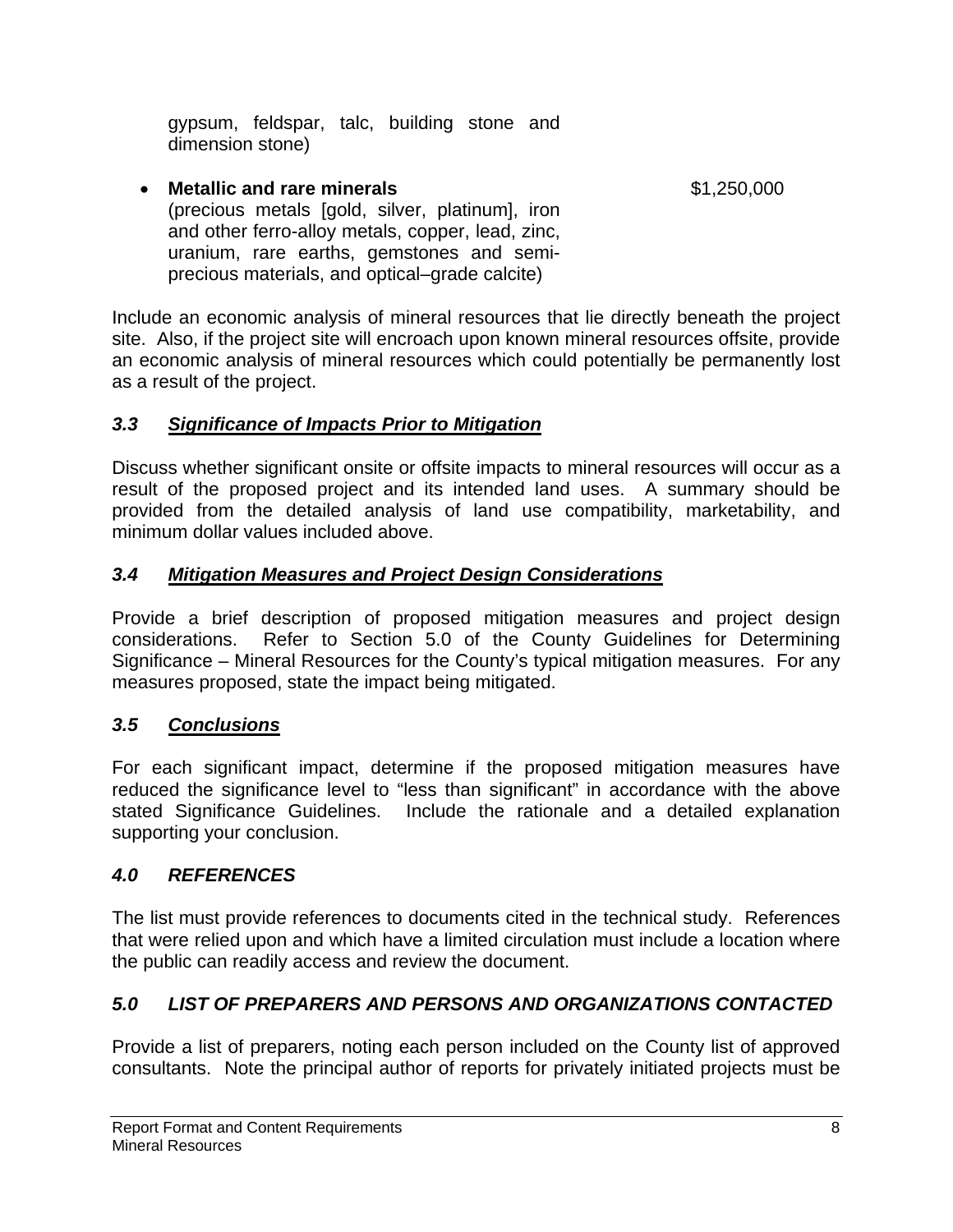gypsum, feldspar, talc, building stone and dimension stone)

- **Metallic and rare minerals** (precious metals [gold, silver, platinum], iron and other ferro-alloy metals, copper, lead, zinc, uranium, rare earths, gemstones and semi-precious materials, and optical–grade calcite) — $1,250,000

Include an economic analysis of mineral resources that lie directly beneath the project site. Also, if the project site will encroach upon known mineral resources offsite, provide an economic analysis of mineral resources which could potentially be permanently lost as a result of the project.

### *3.3 Significance of Impacts Prior to Mitigation*

Discuss whether significant onsite or offsite impacts to mineral resources will occur as a result of the proposed project and its intended land uses. A summary should be provided from the detailed analysis of land use compatibility, marketability, and minimum dollar values included above.

### *3.4 Mitigation Measures and Project Design Considerations*

Provide a brief description of proposed mitigation measures and project design considerations. Refer to Section 5.0 of the County Guidelines for Determining Significance – Mineral Resources for the County's typical mitigation measures. For any measures proposed, state the impact being mitigated.

### *3.5 Conclusions*

For each significant impact, determine if the proposed mitigation measures have reduced the significance level to "less than significant" in accordance with the above stated Significance Guidelines. Include the rationale and a detailed explanation supporting your conclusion.

## *4.0 REFERENCES*

The list must provide references to documents cited in the technical study. References that were relied upon and which have a limited circulation must include a location where the public can readily access and review the document.

## *5.0 LIST OF PREPARERS AND PERSONS AND ORGANIZATIONS CONTACTED*

Provide a list of preparers, noting each person included on the County list of approved consultants. Note the principal author of reports for privately initiated projects must be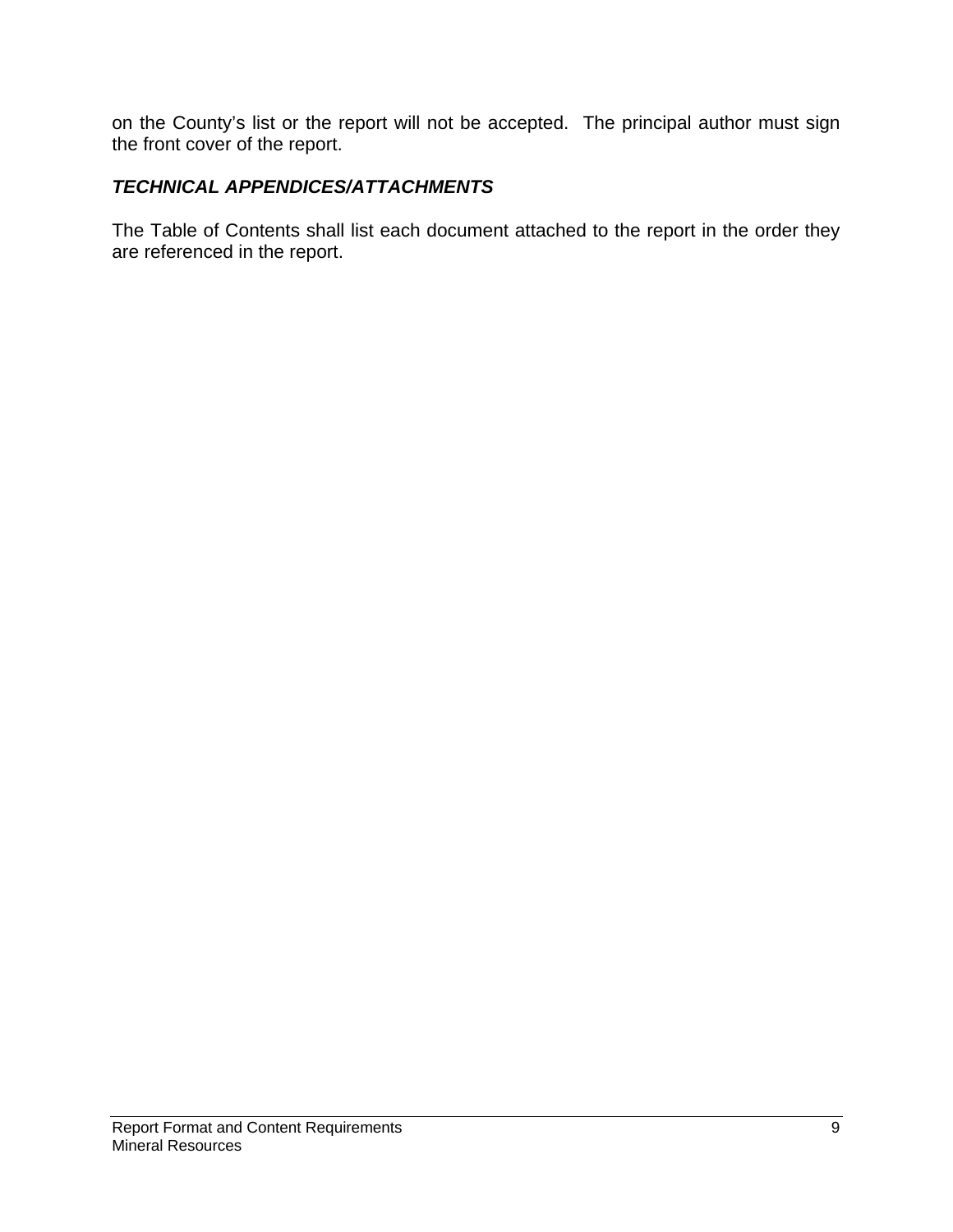on the County's list or the report will not be accepted.  The principal author must sign the front cover of the report.

### *TECHNICAL APPENDICES/ATTACHMENTS*

The Table of Contents shall list each document attached to the report in the order they are referenced in the report.